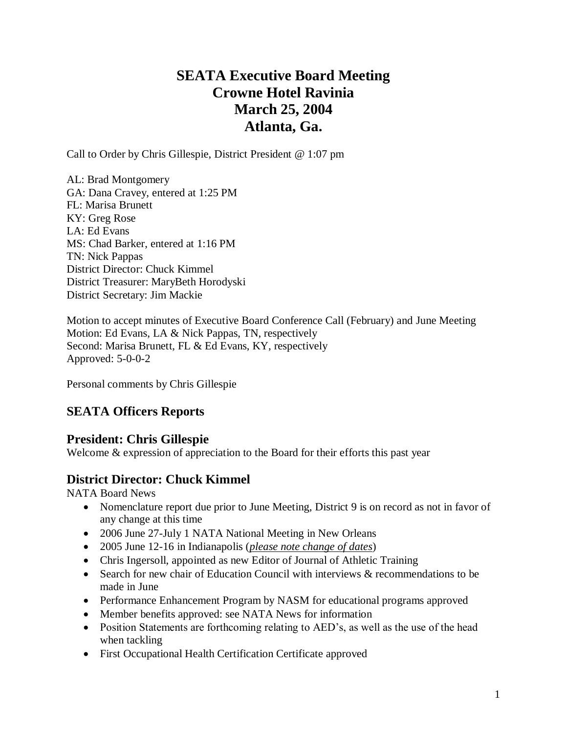# SEATA Executive Board Meeting
# Crowne Hotel Ravinia
# March 25, 2004
# Atlanta, Ga.

Call to Order by Chris Gillespie, District President @ 1:07 pm

AL: Brad Montgomery
GA: Dana Cravey, entered at 1:25 PM
FL: Marisa Brunett
KY: Greg Rose
LA: Ed Evans
MS: Chad Barker, entered at 1:16 PM
TN: Nick Pappas
District Director: Chuck Kimmel
District Treasurer: MaryBeth Horodyski
District Secretary: Jim Mackie

Motion to accept minutes of Executive Board Conference Call (February) and June Meeting
Motion: Ed Evans, LA & Nick Pappas, TN, respectively
Second: Marisa Brunett, FL & Ed Evans, KY, respectively
Approved: 5-0-0-2

Personal comments by Chris Gillespie

## SEATA Officers Reports

### President: Chris Gillespie

Welcome & expression of appreciation to the Board for their efforts this past year

### District Director: Chuck Kimmel

NATA Board News

- Nomenclature report due prior to June Meeting, District 9 is on record as not in favor of any change at this time
- 2006 June 27-July 1 NATA National Meeting in New Orleans
- 2005 June 12-16 in Indianapolis (*please note change of dates*)
- Chris Ingersoll, appointed as new Editor of Journal of Athletic Training
- Search for new chair of Education Council with interviews & recommendations to be made in June
- Performance Enhancement Program by NASM for educational programs approved
- Member benefits approved: see NATA News for information
- Position Statements are forthcoming relating to AED's, as well as the use of the head when tackling
- First Occupational Health Certification Certificate approved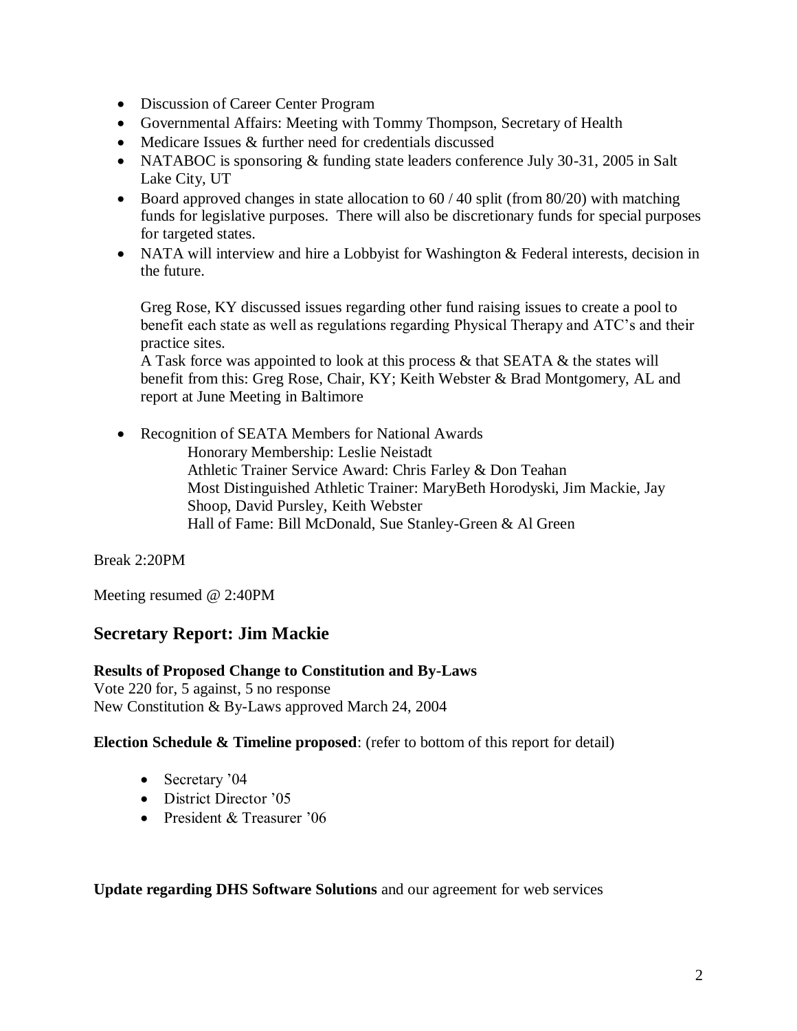- Discussion of Career Center Program
- Governmental Affairs: Meeting with Tommy Thompson, Secretary of Health
- Medicare Issues & further need for credentials discussed
- NATABOC is sponsoring & funding state leaders conference July 30-31, 2005 in Salt Lake City, UT
- Board approved changes in state allocation to 60 / 40 split (from 80/20) with matching funds for legislative purposes. There will also be discretionary funds for special purposes for targeted states.
- NATA will interview and hire a Lobbyist for Washington & Federal interests, decision in the future.

  Greg Rose, KY discussed issues regarding other fund raising issues to create a pool to benefit each state as well as regulations regarding Physical Therapy and ATC's and their practice sites.
  A Task force was appointed to look at this process & that SEATA & the states will benefit from this: Greg Rose, Chair, KY; Keith Webster & Brad Montgomery, AL and report at June Meeting in Baltimore

- Recognition of SEATA Members for National Awards
  - Honorary Membership: Leslie Neistadt
  - Athletic Trainer Service Award: Chris Farley & Don Teahan
  - Most Distinguished Athletic Trainer: MaryBeth Horodyski, Jim Mackie, Jay Shoop, David Pursley, Keith Webster
  - Hall of Fame: Bill McDonald, Sue Stanley-Green & Al Green

Break 2:20PM

Meeting resumed @ 2:40PM

## Secretary Report: Jim Mackie

**Results of Proposed Change to Constitution and By-Laws**
Vote 220 for, 5 against, 5 no response
New Constitution & By-Laws approved March 24, 2004

**Election Schedule & Timeline proposed**: (refer to bottom of this report for detail)

- Secretary '04
- District Director '05
- President & Treasurer '06

**Update regarding DHS Software Solutions** and our agreement for web services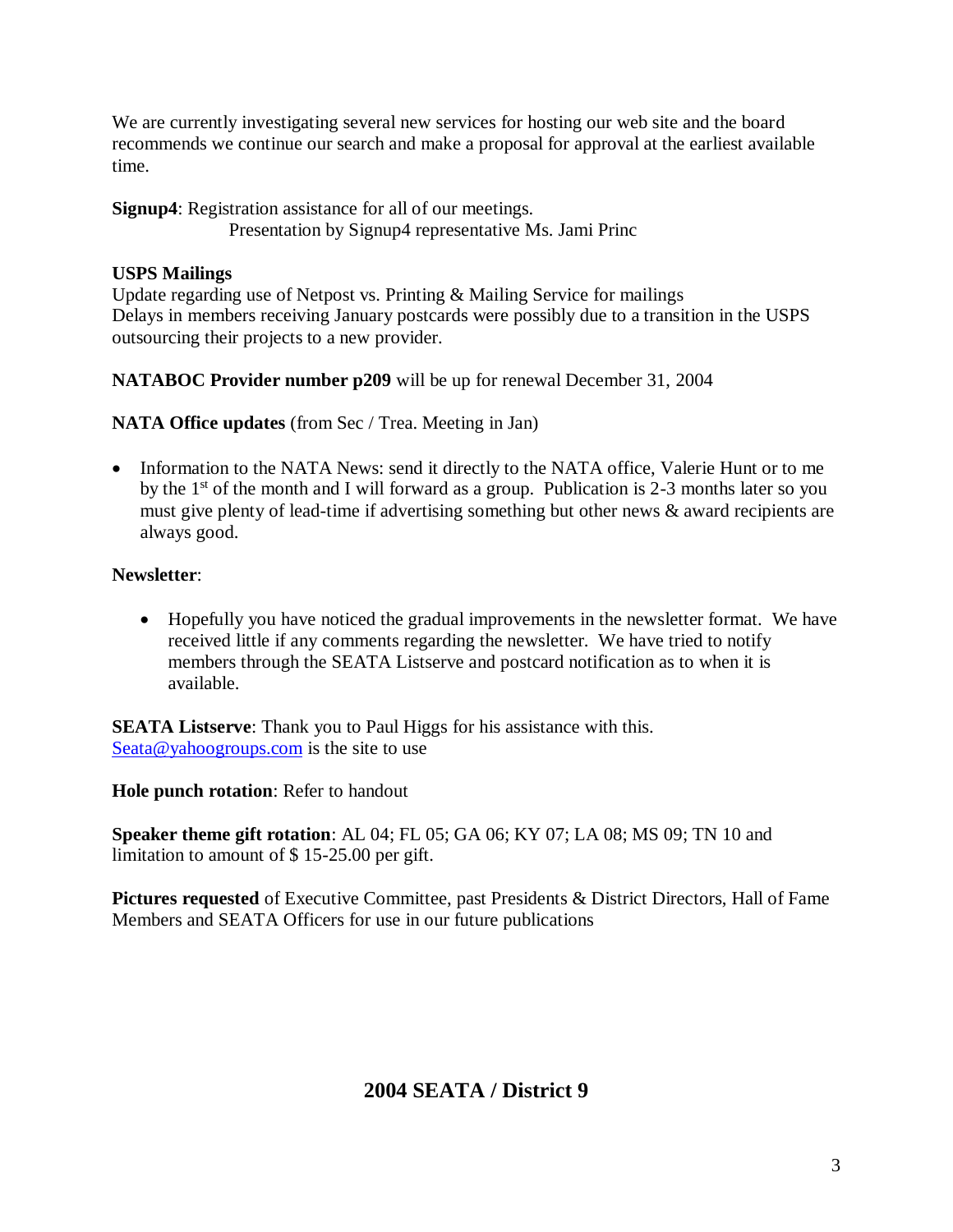We are currently investigating several new services for hosting our web site and the board recommends we continue our search and make a proposal for approval at the earliest available time.

**Signup4**: Registration assistance for all of our meetings.
Presentation by Signup4 representative Ms. Jami Princ

**USPS Mailings**
Update regarding use of Netpost vs. Printing & Mailing Service for mailings
Delays in members receiving January postcards were possibly due to a transition in the USPS outsourcing their projects to a new provider.

**NATABOC Provider number p209** will be up for renewal December 31, 2004

**NATA Office updates** (from Sec / Trea. Meeting in Jan)

- Information to the NATA News: send it directly to the NATA office, Valerie Hunt or to me by the 1st of the month and I will forward as a group. Publication is 2-3 months later so you must give plenty of lead-time if advertising something but other news & award recipients are always good.

**Newsletter**:

- Hopefully you have noticed the gradual improvements in the newsletter format. We have received little if any comments regarding the newsletter. We have tried to notify members through the SEATA Listserve and postcard notification as to when it is available.

**SEATA Listserve**: Thank you to Paul Higgs for his assistance with this.
Seata@yahoogroups.com is the site to use

**Hole punch rotation**: Refer to handout

**Speaker theme gift rotation**: AL 04; FL 05; GA 06; KY 07; LA 08; MS 09; TN 10 and limitation to amount of $ 15-25.00 per gift.

**Pictures requested** of Executive Committee, past Presidents & District Directors, Hall of Fame Members and SEATA Officers for use in our future publications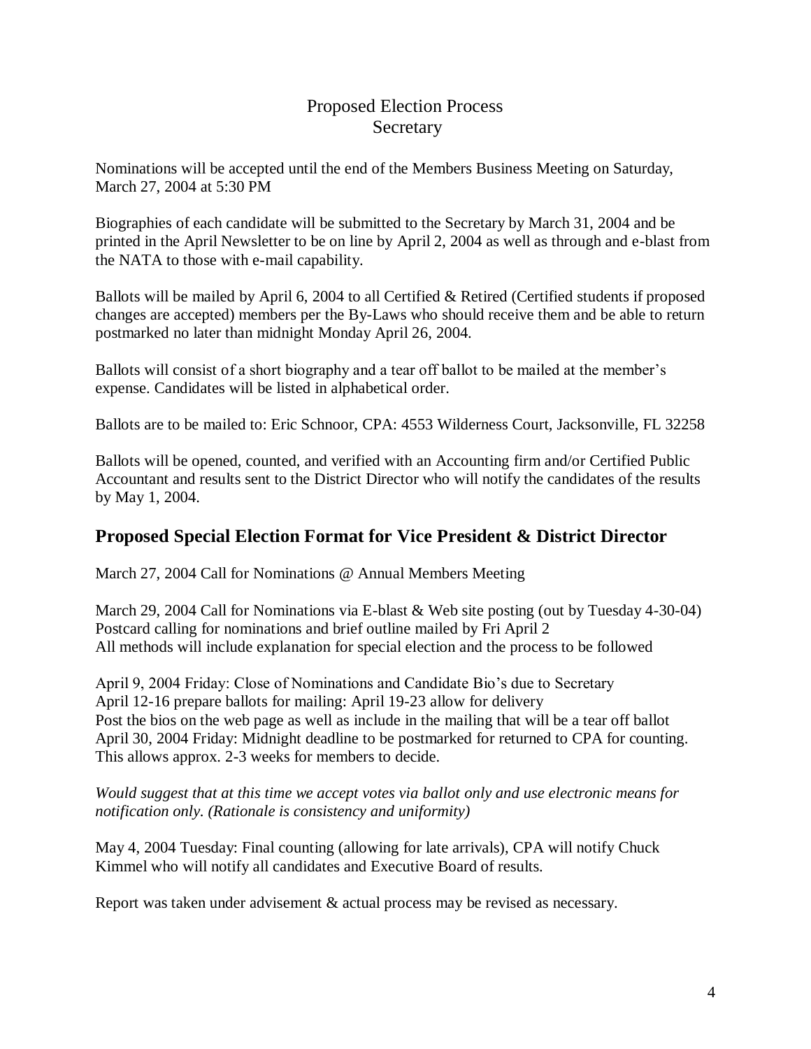## Proposed Election Process
## Secretary

Nominations will be accepted until the end of the Members Business Meeting on Saturday, March 27, 2004 at 5:30 PM

Biographies of each candidate will be submitted to the Secretary by March 31, 2004 and be printed in the April Newsletter to be on line by April 2, 2004 as well as through and e-blast from the NATA to those with e-mail capability.

Ballots will be mailed by April 6, 2004 to all Certified & Retired (Certified students if proposed changes are accepted) members per the By-Laws who should receive them and be able to return postmarked no later than midnight Monday April 26, 2004.

Ballots will consist of a short biography and a tear off ballot to be mailed at the member's expense. Candidates will be listed in alphabetical order.

Ballots are to be mailed to: Eric Schnoor, CPA: 4553 Wilderness Court, Jacksonville, FL 32258

Ballots will be opened, counted, and verified with an Accounting firm and/or Certified Public Accountant and results sent to the District Director who will notify the candidates of the results by May 1, 2004.

## Proposed Special Election Format for Vice President & District Director

March 27, 2004 Call for Nominations @ Annual Members Meeting

March 29, 2004 Call for Nominations via E-blast & Web site posting (out by Tuesday 4-30-04)
Postcard calling for nominations and brief outline mailed by Fri April 2
All methods will include explanation for special election and the process to be followed

April 9, 2004 Friday: Close of Nominations and Candidate Bio's due to Secretary
April 12-16 prepare ballots for mailing: April 19-23 allow for delivery
Post the bios on the web page as well as include in the mailing that will be a tear off ballot
April 30, 2004 Friday: Midnight deadline to be postmarked for returned to CPA for counting. This allows approx. 2-3 weeks for members to decide.

*Would suggest that at this time we accept votes via ballot only and use electronic means for notification only. (Rationale is consistency and uniformity)*

May 4, 2004 Tuesday: Final counting (allowing for late arrivals), CPA will notify Chuck Kimmel who will notify all candidates and Executive Board of results.

Report was taken under advisement & actual process may be revised as necessary.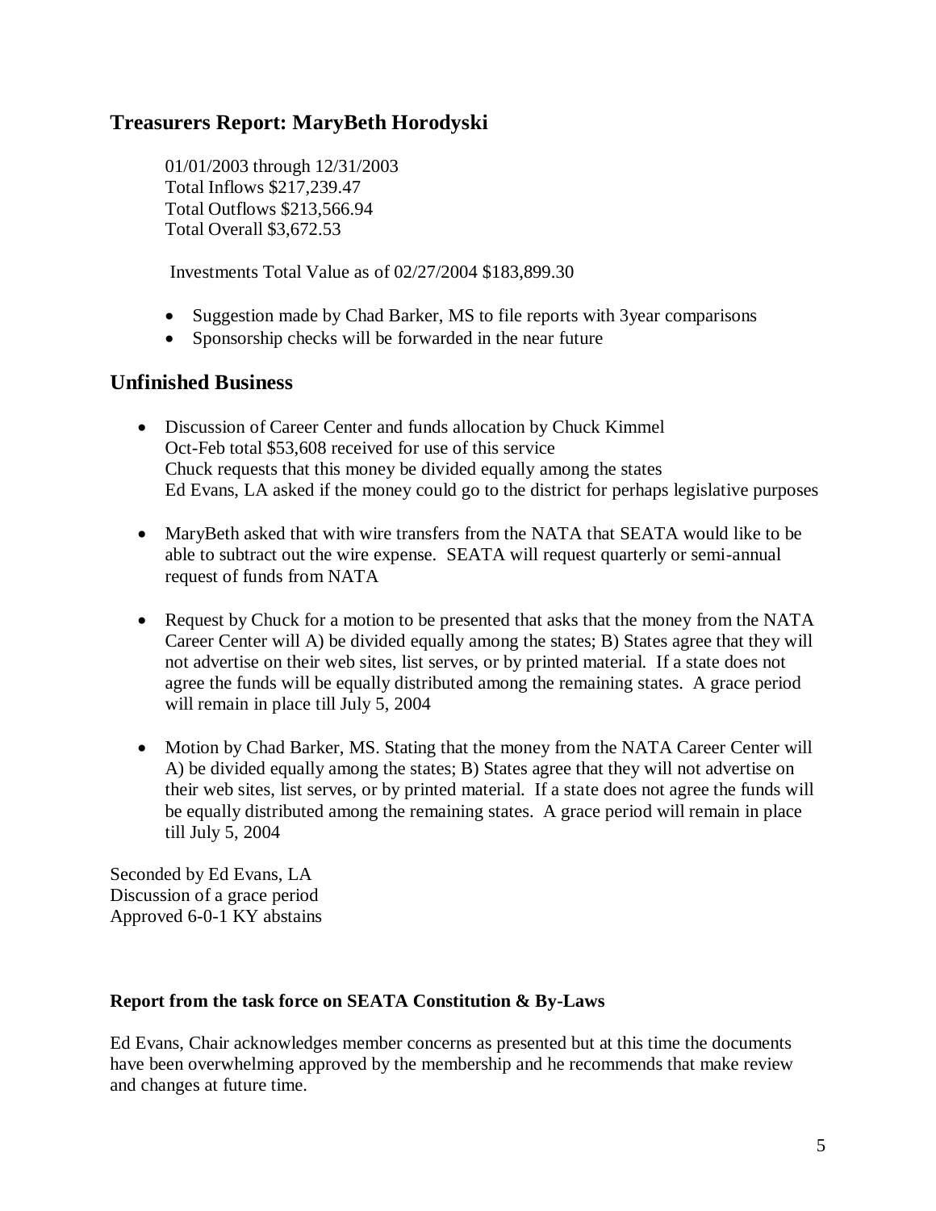## Treasurers Report: MaryBeth Horodyski

01/01/2003 through 12/31/2003
Total Inflows $217,239.47
Total Outflows $213,566.94
Total Overall $3,672.53

Investments Total Value as of 02/27/2004 $183,899.30

- Suggestion made by Chad Barker, MS to file reports with 3year comparisons
- Sponsorship checks will be forwarded in the near future

## Unfinished Business

- Discussion of Career Center and funds allocation by Chuck Kimmel
  Oct-Feb total $53,608 received for use of this service
  Chuck requests that this money be divided equally among the states
  Ed Evans, LA asked if the money could go to the district for perhaps legislative purposes

- MaryBeth asked that with wire transfers from the NATA that SEATA would like to be able to subtract out the wire expense. SEATA will request quarterly or semi-annual request of funds from NATA

- Request by Chuck for a motion to be presented that asks that the money from the NATA Career Center will A) be divided equally among the states; B) States agree that they will not advertise on their web sites, list serves, or by printed material. If a state does not agree the funds will be equally distributed among the remaining states. A grace period will remain in place till July 5, 2004

- Motion by Chad Barker, MS. Stating that the money from the NATA Career Center will A) be divided equally among the states; B) States agree that they will not advertise on their web sites, list serves, or by printed material. If a state does not agree the funds will be equally distributed among the remaining states. A grace period will remain in place till July 5, 2004

Seconded by Ed Evans, LA
Discussion of a grace period
Approved 6-0-1 KY abstains

**Report from the task force on SEATA Constitution & By-Laws**

Ed Evans, Chair acknowledges member concerns as presented but at this time the documents have been overwhelming approved by the membership and he recommends that make review and changes at future time.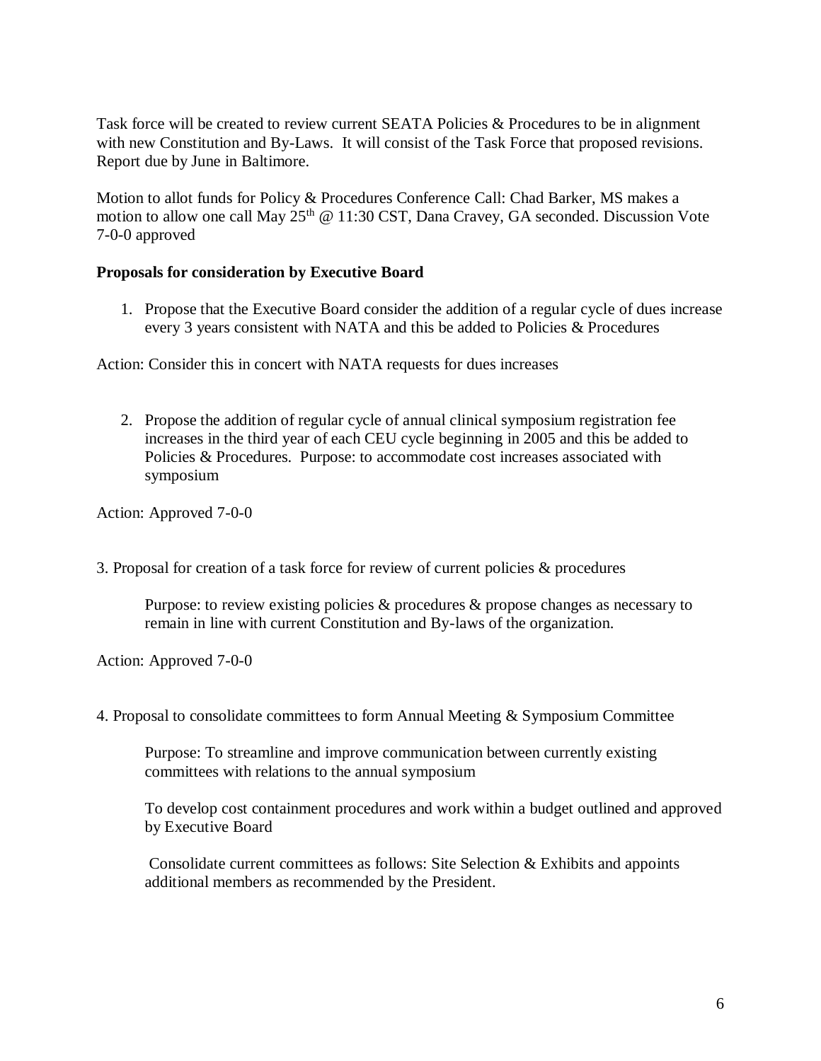Task force will be created to review current SEATA Policies & Procedures to be in alignment with new Constitution and By-Laws. It will consist of the Task Force that proposed revisions. Report due by June in Baltimore.

Motion to allot funds for Policy & Procedures Conference Call: Chad Barker, MS makes a motion to allow one call May 25th @ 11:30 CST, Dana Cravey, GA seconded. Discussion Vote 7-0-0 approved

**Proposals for consideration by Executive Board**

1. Propose that the Executive Board consider the addition of a regular cycle of dues increase every 3 years consistent with NATA and this be added to Policies & Procedures

Action: Consider this in concert with NATA requests for dues increases

2. Propose the addition of regular cycle of annual clinical symposium registration fee increases in the third year of each CEU cycle beginning in 2005 and this be added to Policies & Procedures. Purpose: to accommodate cost increases associated with symposium

Action: Approved 7-0-0

3. Proposal for creation of a task force for review of current policies & procedures

    Purpose: to review existing policies & procedures & propose changes as necessary to remain in line with current Constitution and By-laws of the organization.

Action: Approved 7-0-0

4. Proposal to consolidate committees to form Annual Meeting & Symposium Committee

    Purpose: To streamline and improve communication between currently existing committees with relations to the annual symposium

    To develop cost containment procedures and work within a budget outlined and approved by Executive Board

    Consolidate current committees as follows: Site Selection & Exhibits and appoints additional members as recommended by the President.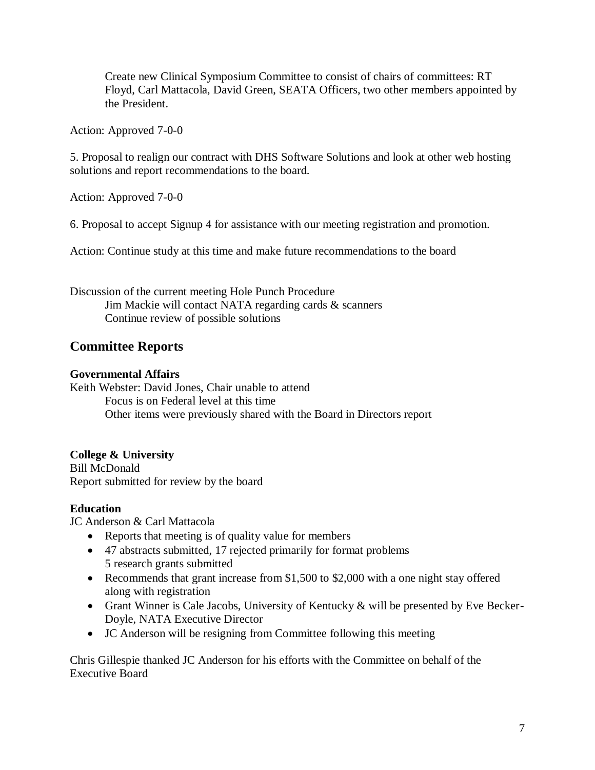Create new Clinical Symposium Committee to consist of chairs of committees: RT Floyd, Carl Mattacola, David Green, SEATA Officers, two other members appointed by the President.

Action: Approved 7-0-0

5. Proposal to realign our contract with DHS Software Solutions and look at other web hosting solutions and report recommendations to the board.

Action: Approved 7-0-0

6. Proposal to accept Signup 4 for assistance with our meeting registration and promotion.

Action: Continue study at this time and make future recommendations to the board

Discussion of the current meeting Hole Punch Procedure
Jim Mackie will contact NATA regarding cards & scanners
Continue review of possible solutions

## Committee Reports

**Governmental Affairs**
Keith Webster: David Jones, Chair unable to attend
Focus is on Federal level at this time
Other items were previously shared with the Board in Directors report

**College & University**
Bill McDonald
Report submitted for review by the board

**Education**
JC Anderson & Carl Mattacola

- Reports that meeting is of quality value for members
- 47 abstracts submitted, 17 rejected primarily for format problems
  5 research grants submitted
- Recommends that grant increase from $1,500 to $2,000 with a one night stay offered along with registration
- Grant Winner is Cale Jacobs, University of Kentucky & will be presented by Eve Becker-Doyle, NATA Executive Director
- JC Anderson will be resigning from Committee following this meeting

Chris Gillespie thanked JC Anderson for his efforts with the Committee on behalf of the Executive Board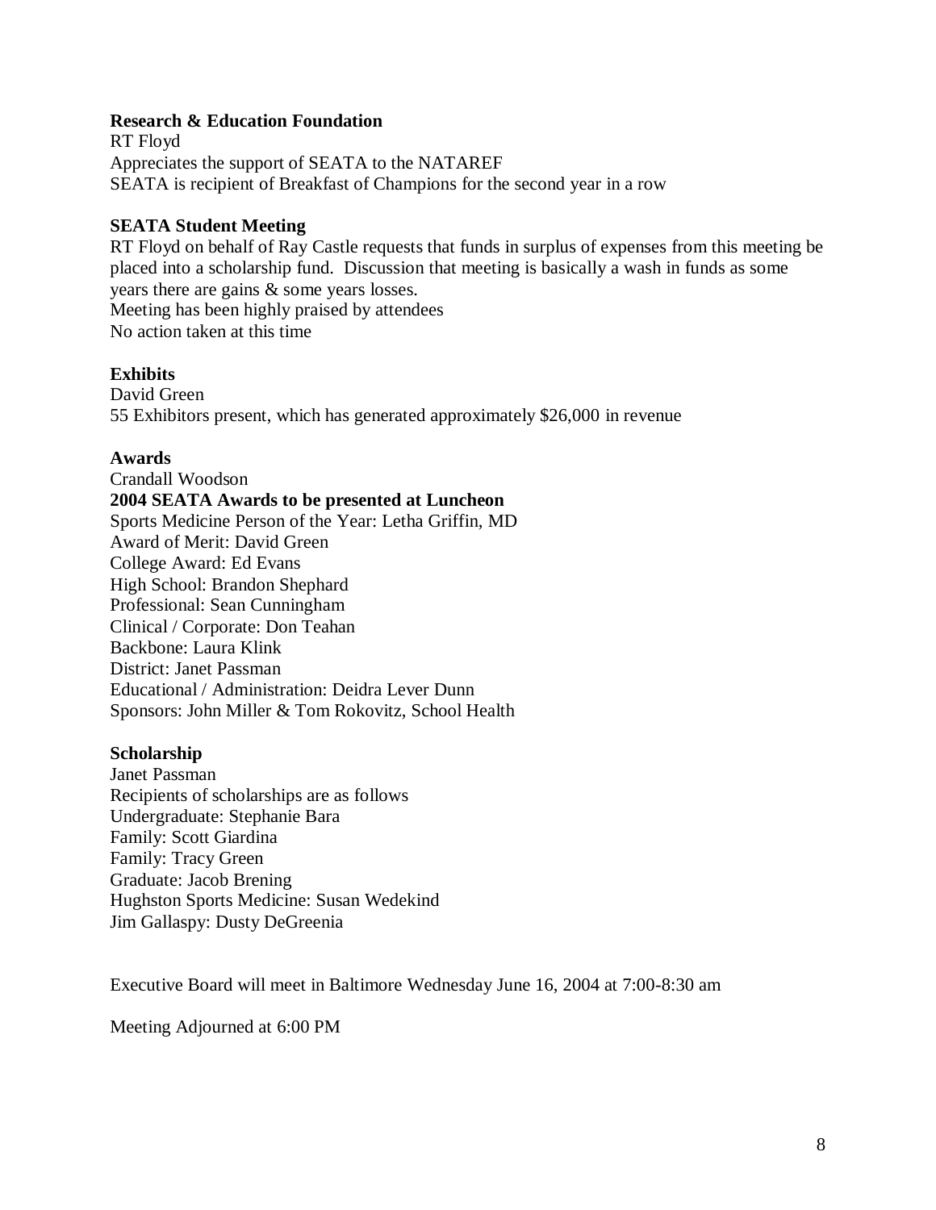**Research & Education Foundation**

RT Floyd

Appreciates the support of SEATA to the NATAREF

SEATA is recipient of Breakfast of Champions for the second year in a row

**SEATA Student Meeting**

RT Floyd on behalf of Ray Castle requests that funds in surplus of expenses from this meeting be placed into a scholarship fund. Discussion that meeting is basically a wash in funds as some years there are gains & some years losses.

Meeting has been highly praised by attendees

No action taken at this time

**Exhibits**

David Green

55 Exhibitors present, which has generated approximately $26,000 in revenue

**Awards**

Crandall Woodson

**2004 SEATA Awards to be presented at Luncheon**

Sports Medicine Person of the Year: Letha Griffin, MD

Award of Merit: David Green

College Award: Ed Evans

High School: Brandon Shephard

Professional: Sean Cunningham

Clinical / Corporate: Don Teahan

Backbone: Laura Klink

District: Janet Passman

Educational / Administration: Deidra Lever Dunn

Sponsors: John Miller & Tom Rokovitz, School Health

**Scholarship**

Janet Passman

Recipients of scholarships are as follows

Undergraduate: Stephanie Bara

Family: Scott Giardina

Family: Tracy Green

Graduate: Jacob Brening

Hughston Sports Medicine: Susan Wedekind

Jim Gallaspy: Dusty DeGreenia

Executive Board will meet in Baltimore Wednesday June 16, 2004 at 7:00-8:30 am

Meeting Adjourned at 6:00 PM